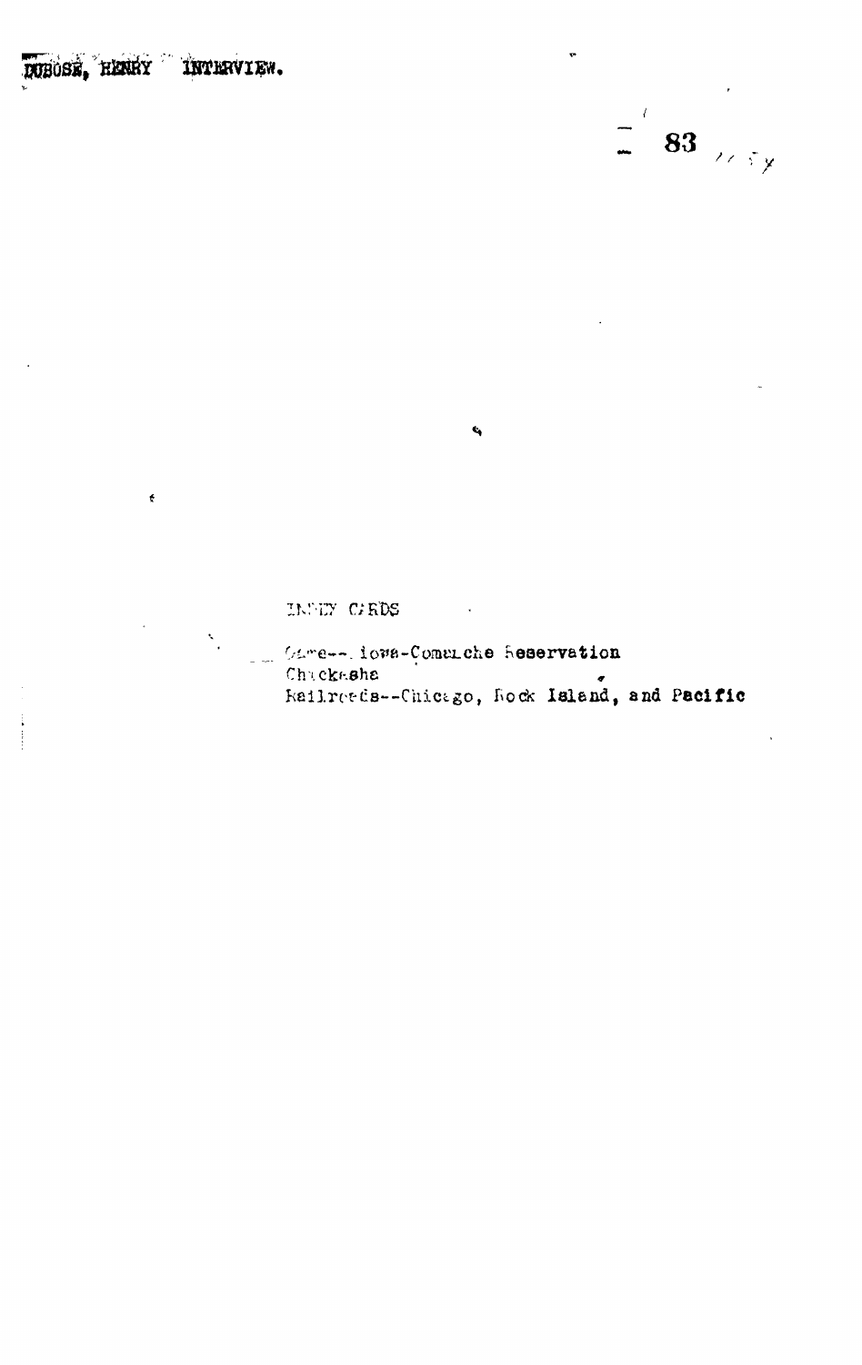DUBOSE, HENRY INTERVIEW.

INDEX CARDS

Game--Kiowa-Comanche Reservation
Chickasha
Railroads--Chicago, Rock Island, and Pacific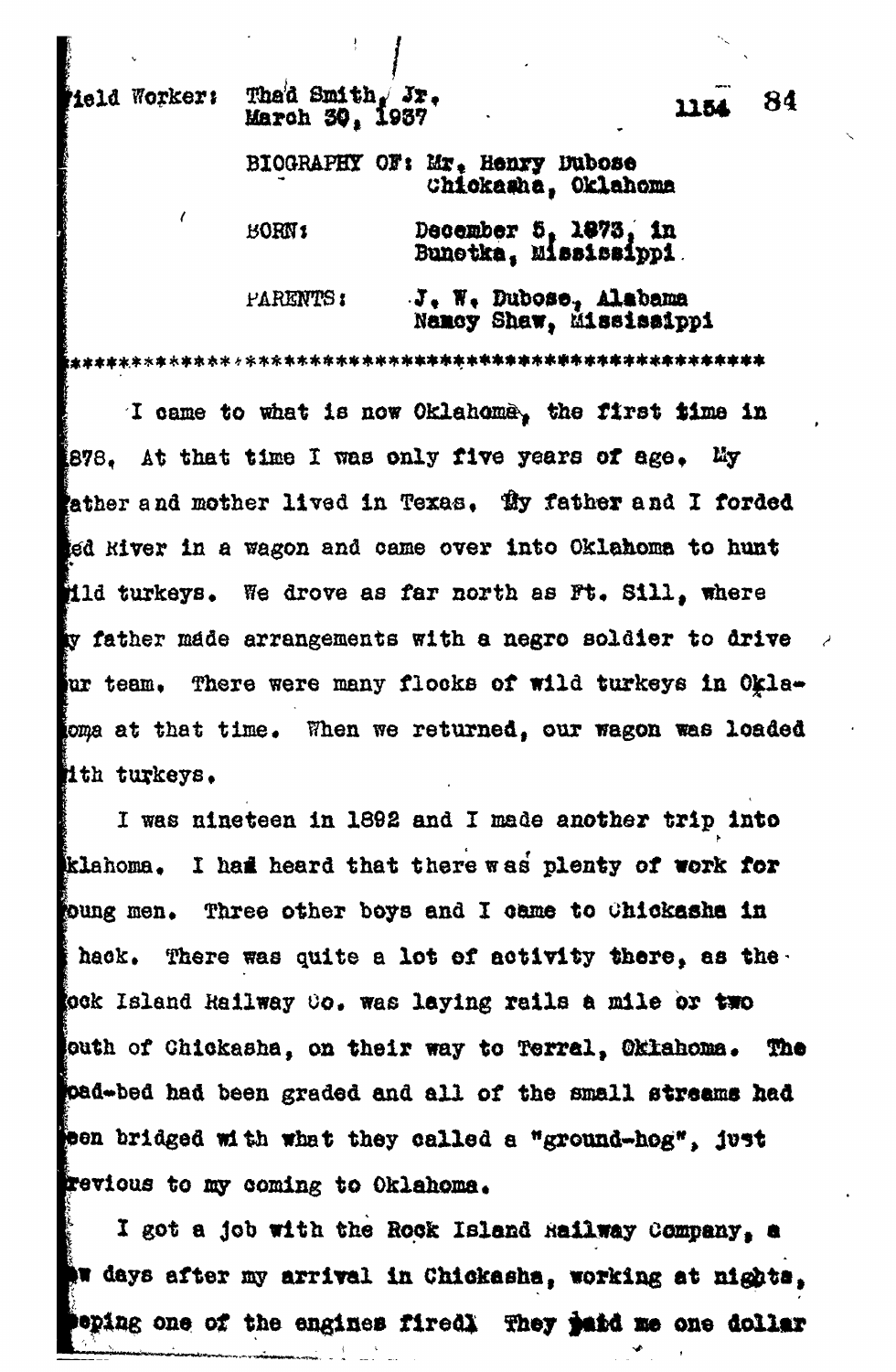Field Worker: Thad Smith, Jr.
March 30, 1937

BIOGRAPHY OF: Mr. Henry Dubose
Chickasha, Oklahoma

BORN: December 5, 1873, in
Bunetka, Mississippi

PARENTS: J. W. Dubose, Alabama
Nancy Shaw, Mississippi

\*\*\*\*\*\*\*\*\*\*\*\*\*\*\*\*\*\*\*\*\*\*\*\*\*\*\*\*\*\*\*\*\*\*\*\*\*\*\*\*\*\*\*\*\*\*\*\*\*\*\*\*

I came to what is now Oklahoma, the first time in 1878. At that time I was only five years of age. My father and mother lived in Texas. My father and I forded Red River in a wagon and came over into Oklahoma to hunt wild turkeys. We drove as far north as Ft. Sill, where my father made arrangements with a negro soldier to drive our team. There were many flocks of wild turkeys in Oklahoma at that time. When we returned, our wagon was loaded with turkeys.

I was nineteen in 1892 and I made another trip into Oklahoma. I had heard that there was plenty of work for young men. Three other boys and I came to Chickasha in a hack. There was quite a lot of activity there, as the Rock Island Railway Co. was laying rails a mile or two south of Chickasha, on their way to Terral, Oklahoma. The road-bed had been graded and all of the small streams had been bridged with what they called a "ground-hog", just previous to my coming to Oklahoma.

I got a job with the Rock Island Railway Company, a few days after my arrival in Chickasha, working at nights, keeping one of the engines fired. They paid me one dollar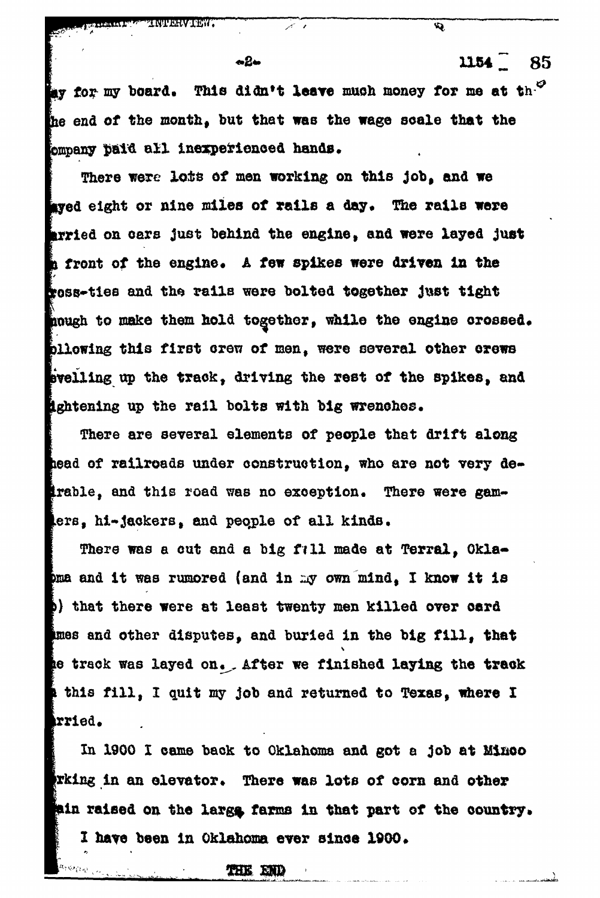ay for my board. This didn't leave much money for me at the end of the month, but that was the wage scale that the company paid all inexperienced hands.

There were lots of men working on this job, and we layed eight or nine miles of rails a day. The rails were carried on cars just behind the engine, and were layed just in front of the engine. A few spikes were driven in the cross-ties and the rails were bolted together just tight enough to make them hold together, while the engine crossed. Following this first crew of men, were several other crews levelling up the track, driving the rest of the spikes, and tightening up the rail bolts with big wrenches.

There are several elements of people that drift along ahead of railroads under construction, who are not very desirable, and this road was no exception. There were gamblers, hi-jackers, and people of all kinds.

There was a cut and a big fill made at Terral, Oklahoma and it was rumored (and in my own mind, I know it is so) that there were at least twenty men killed over card games and other disputes, and buried in the big fill, that the track was layed on. After we finished laying the track on this fill, I quit my job and returned to Texas, where I married.

In 1900 I came back to Oklahoma and got a job at Minco working in an elevator. There was lots of corn and other grain raised on the large farms in that part of the country.

I have been in Oklahoma ever since 1900.

THE END